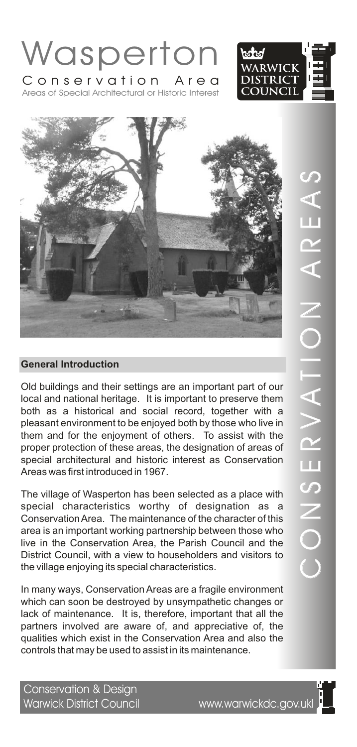# Wasperton

Conservation Area

Areas of Special Architectural or Historic Interest

WARWICK DISTRICT COUNCIL

CONSERVATION AREAS

## General Introduction

Old buildings and their settings are an important part of our local and national heritage. It is important to preserve them both as a historical and social record, together with a pleasant environment to be enjoyed both by those who live in them and for the enjoyment of others. To assist with the proper protection of these areas, the designation of areas of special architectural and historic interest as Conservation Areas was first introduced in 1967.

The village of Wasperton has been selected as a place with special characteristics worthy of designation as a Conservation Area. The maintenance of the character of this area is an important working partnership between those who live in the Conservation Area, the Parish Council and the District Council, with a view to householders and visitors to the village enjoying its special characteristics.

In many ways, Conservation Areas are a fragile environment which can soon be destroyed by unsympathetic changes or lack of maintenance. It is, therefore, important that all the partners involved are aware of, and appreciative of, the qualities which exist in the Conservation Area and also the controls that may be used to assist in its maintenance.

Conservation & Design
Warwick District Council www.warwickdc.gov.uk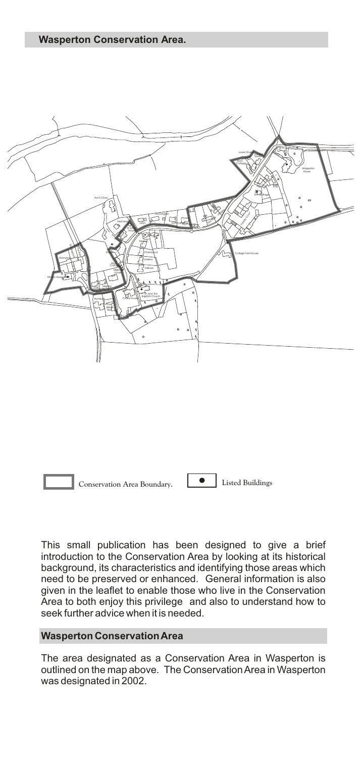## Wasperton Conservation Area.

Conservation Area Boundary.

Listed Buildings

This small publication has been designed to give a brief introduction to the Conservation Area by looking at its historical background, its characteristics and identifying those areas which need to be preserved or enhanced. General information is also given in the leaflet to enable those who live in the Conservation Area to both enjoy this privilege and also to understand how to seek further advice when it is needed.

## Wasperton Conservation Area

The area designated as a Conservation Area in Wasperton is outlined on the map above. The Conservation Area in Wasperton was designated in 2002.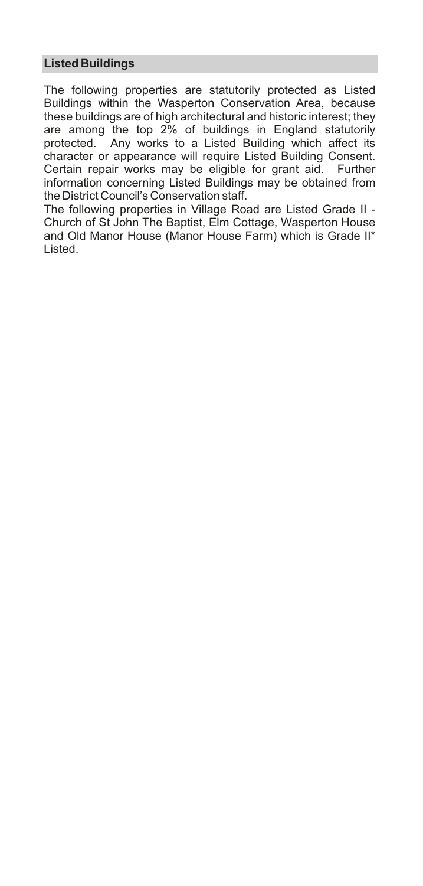## Listed Buildings

The following properties are statutorily protected as Listed Buildings within the Wasperton Conservation Area, because these buildings are of high architectural and historic interest; they are among the top 2% of buildings in England statutorily protected. Any works to a Listed Building which affect its character or appearance will require Listed Building Consent. Certain repair works may be eligible for grant aid. Further information concerning Listed Buildings may be obtained from the District Council's Conservation staff.

The following properties in Village Road are Listed Grade II - Church of St John The Baptist, Elm Cottage, Wasperton House and Old Manor House (Manor House Farm) which is Grade II* Listed.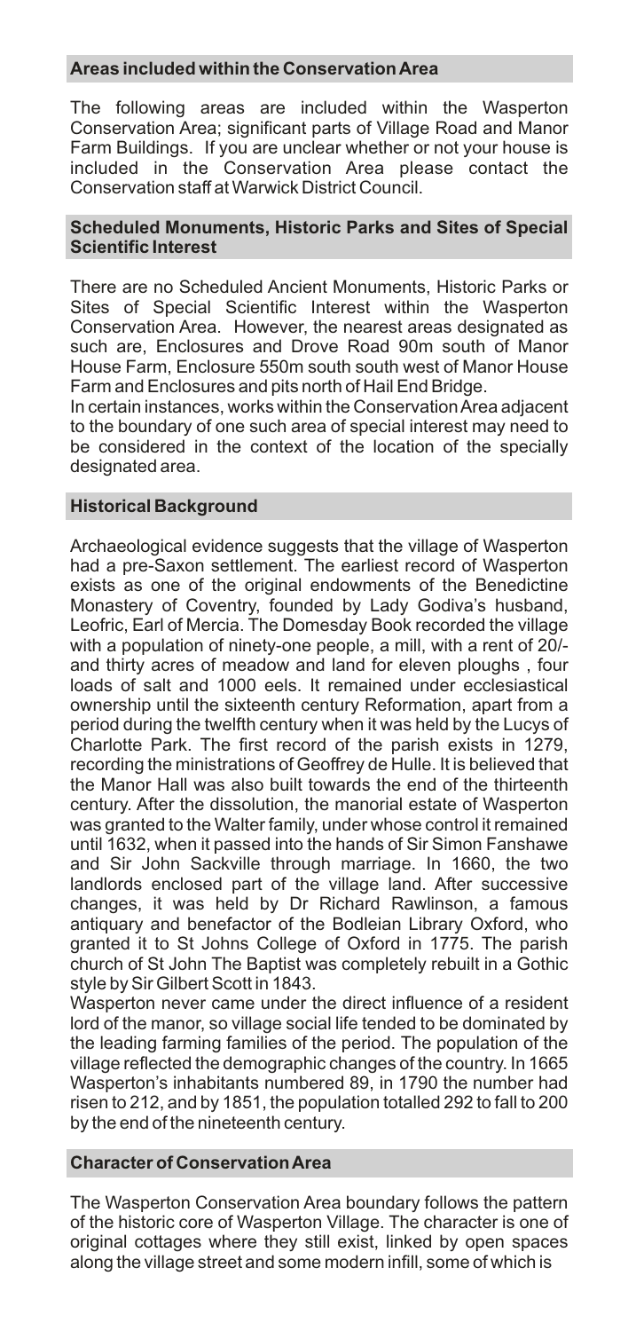## Areas included within the Conservation Area

The following areas are included within the Wasperton Conservation Area; significant parts of Village Road and Manor Farm Buildings. If you are unclear whether or not your house is included in the Conservation Area please contact the Conservation staff at Warwick District Council.

## Scheduled Monuments, Historic Parks and Sites of Special Scientific Interest

There are no Scheduled Ancient Monuments, Historic Parks or Sites of Special Scientific Interest within the Wasperton Conservation Area. However, the nearest areas designated as such are, Enclosures and Drove Road 90m south of Manor House Farm, Enclosure 550m south south west of Manor House Farm and Enclosures and pits north of Hail End Bridge.

In certain instances, works within the Conservation Area adjacent to the boundary of one such area of special interest may need to be considered in the context of the location of the specially designated area.

## Historical Background

Archaeological evidence suggests that the village of Wasperton had a pre-Saxon settlement. The earliest record of Wasperton exists as one of the original endowments of the Benedictine Monastery of Coventry, founded by Lady Godiva's husband, Leofric, Earl of Mercia. The Domesday Book recorded the village with a population of ninety-one people, a mill, with a rent of 20/- and thirty acres of meadow and land for eleven ploughs , four loads of salt and 1000 eels. It remained under ecclesiastical ownership until the sixteenth century Reformation, apart from a period during the twelfth century when it was held by the Lucys of Charlotte Park. The first record of the parish exists in 1279, recording the ministrations of Geoffrey de Hulle. It is believed that the Manor Hall was also built towards the end of the thirteenth century. After the dissolution, the manorial estate of Wasperton was granted to the Walter family, under whose control it remained until 1632, when it passed into the hands of Sir Simon Fanshawe and Sir John Sackville through marriage. In 1660, the two landlords enclosed part of the village land. After successive changes, it was held by Dr Richard Rawlinson, a famous antiquary and benefactor of the Bodleian Library Oxford, who granted it to St Johns College of Oxford in 1775. The parish church of St John The Baptist was completely rebuilt in a Gothic style by Sir Gilbert Scott in 1843.

Wasperton never came under the direct influence of a resident lord of the manor, so village social life tended to be dominated by the leading farming families of the period. The population of the village reflected the demographic changes of the country. In 1665 Wasperton's inhabitants numbered 89, in 1790 the number had risen to 212, and by 1851, the population totalled 292 to fall to 200 by the end of the nineteenth century.

## Character of Conservation Area

The Wasperton Conservation Area boundary follows the pattern of the historic core of Wasperton Village. The character is one of original cottages where they still exist, linked by open spaces along the village street and some modern infill, some of which is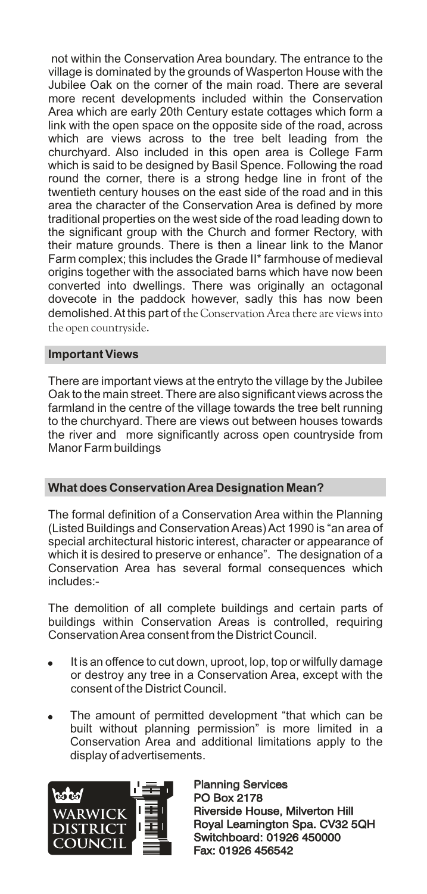not within the Conservation Area boundary. The entrance to the village is dominated by the grounds of Wasperton House with the Jubilee Oak on the corner of the main road. There are several more recent developments included within the Conservation Area which are early 20th Century estate cottages which form a link with the open space on the opposite side of the road, across which are views across to the tree belt leading from the churchyard. Also included in this open area is College Farm which is said to be designed by Basil Spence. Following the road round the corner, there is a strong hedge line in front of the twentieth century houses on the east side of the road and in this area the character of the Conservation Area is defined by more traditional properties on the west side of the road leading down to the significant group with the Church and former Rectory, with their mature grounds. There is then a linear link to the Manor Farm complex; this includes the Grade II* farmhouse of medieval origins together with the associated barns which have now been converted into dwellings. There was originally an octagonal dovecote in the paddock however, sadly this has now been demolished. At this part of the Conservation Area there are views into the open countryside.

## Important Views

There are important views at the entryto the village by the Jubilee Oak to the main street. There are also significant views across the farmland in the centre of the village towards the tree belt running to the churchyard. There are views out between houses towards the river and more significantly across open countryside from Manor Farm buildings

## What does Conservation Area Designation Mean?

The formal definition of a Conservation Area within the Planning (Listed Buildings and Conservation Areas) Act 1990 is "an area of special architectural historic interest, character or appearance of which it is desired to preserve or enhance". The designation of a Conservation Area has several formal consequences which includes:-

The demolition of all complete buildings and certain parts of buildings within Conservation Areas is controlled, requiring Conservation Area consent from the District Council.

- It is an offence to cut down, uproot, lop, top or wilfully damage or destroy any tree in a Conservation Area, except with the consent of the District Council.
- The amount of permitted development "that which can be built without planning permission" is more limited in a Conservation Area and additional limitations apply to the display of advertisements.

WARWICK DISTRICT COUNCIL

**Planning Services**
**PO Box 2178**
**Riverside House, Milverton Hill**
**Royal Leamington Spa. CV32 5QH**
**Switchboard: 01926 450000**
**Fax: 01926 456542**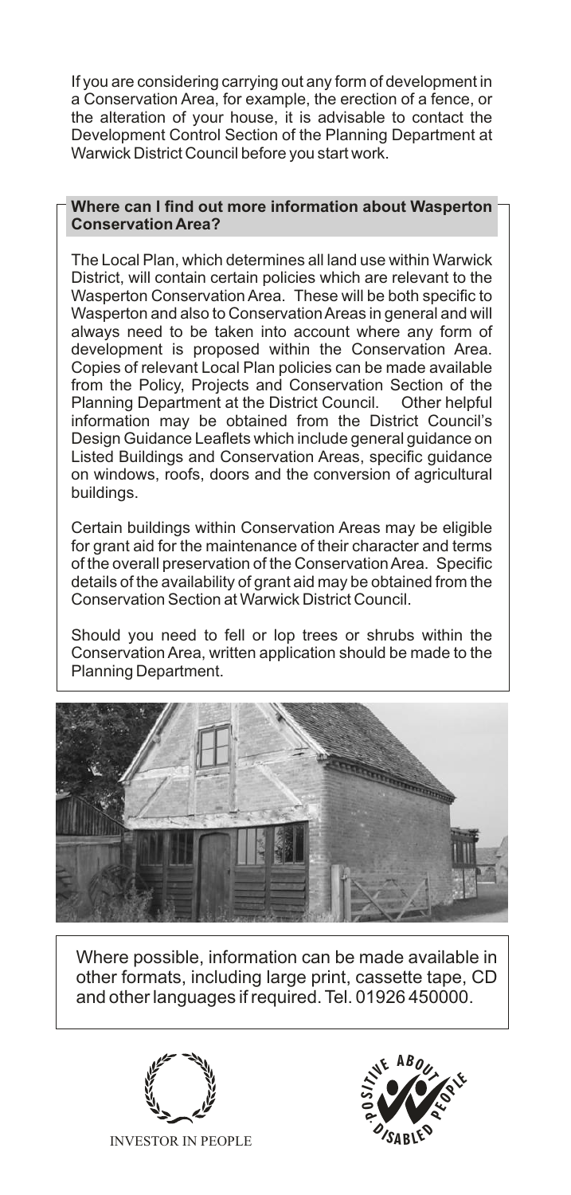If you are considering carrying out any form of development in a Conservation Area, for example, the erection of a fence, or the alteration of your house, it is advisable to contact the Development Control Section of the Planning Department at Warwick District Council before you start work.

## Where can I find out more information about Wasperton Conservation Area?

The Local Plan, which determines all land use within Warwick District, will contain certain policies which are relevant to the Wasperton Conservation Area. These will be both specific to Wasperton and also to Conservation Areas in general and will always need to be taken into account where any form of development is proposed within the Conservation Area. Copies of relevant Local Plan policies can be made available from the Policy, Projects and Conservation Section of the Planning Department at the District Council. Other helpful information may be obtained from the District Council's Design Guidance Leaflets which include general guidance on Listed Buildings and Conservation Areas, specific guidance on windows, roofs, doors and the conversion of agricultural buildings.

Certain buildings within Conservation Areas may be eligible for grant aid for the maintenance of their character and terms of the overall preservation of the Conservation Area. Specific details of the availability of grant aid may be obtained from the Conservation Section at Warwick District Council.

Should you need to fell or lop trees or shrubs within the Conservation Area, written application should be made to the Planning Department.

Where possible, information can be made available in other formats, including large print, cassette tape, CD and other languages if required. Tel. 01926 450000.

INVESTOR IN PEOPLE

POSITIVE ABOUT DISABLED PEOPLE